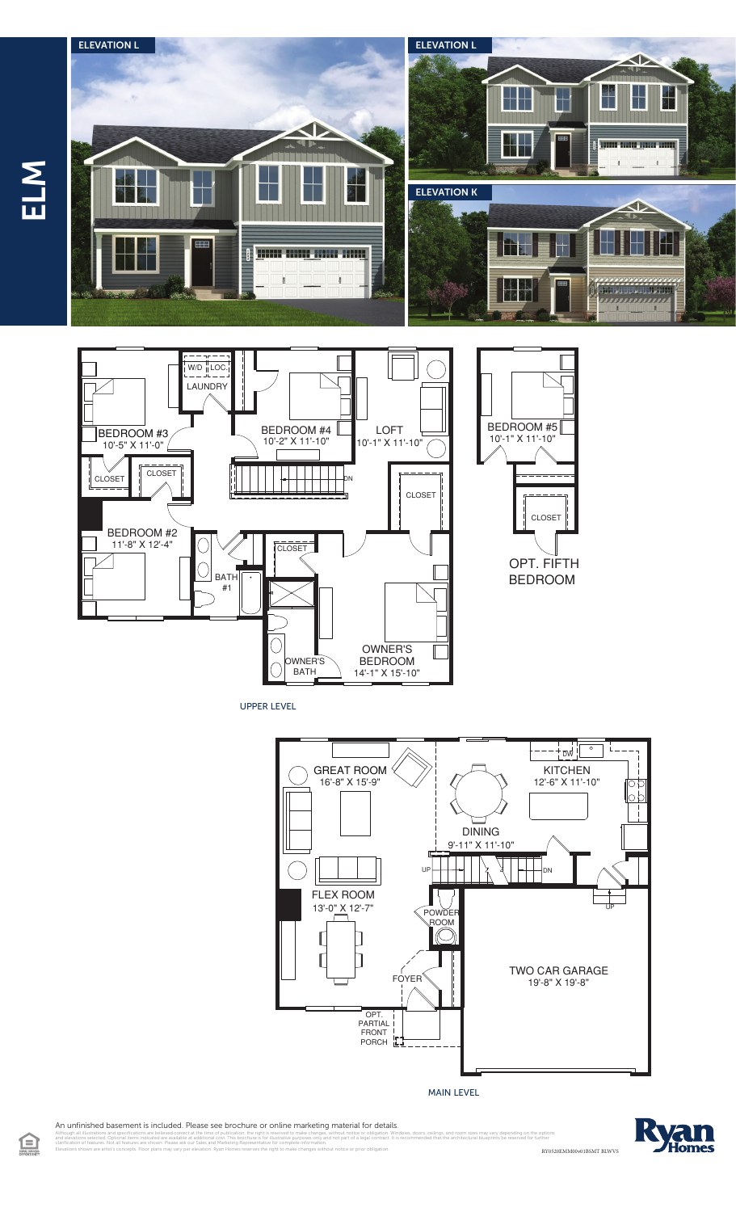# ELM

ELEVATION L

ELEVATION L

ELEVATION K

W/D | LOC.

LAUNDRY

BEDROOM #3
10'-5" X 11'-0"

BEDROOM #4
10'-2" X 11'-10"

LOFT
10'-1" X 11'-10"

CLOSET

CLOSET

DN

CLOSET

BEDROOM #2
11'-8" X 12'-4"

BATH #1

CLOSET

OWNER'S BATH

OWNER'S BEDROOM
14'-1" X 15'-10"

BEDROOM #5
10'-1" X 11'-10"

CLOSET

OPT. FIFTH BEDROOM

UPPER LEVEL

GREAT ROOM
16'-8" X 15'-9"

DW

KITCHEN
12'-6" X 11'-10"

DINING
9'-11" X 11'-10"

UP

DN

UP

FLEX ROOM
13'-0" X 12'-7"

POWDER ROOM

FOYER

TWO CAR GARAGE
19'-8" X 19'-8"

OPT. PARTIAL FRONT PORCH

MAIN LEVEL

An unfinished basement is included. Please see brochure or online marketing material for details.

Although all illustrations and specifications are believed correct at the time of publication, the right is reserved to make changes, without notice or obligation. Windows, doors, ceilings, and room sizes may vary depending on the options and elevations selected. Optional items indicated are available at additional cost. This brochure is for illustrative purposes only and not part of a legal contract. It is recommended that the architectural blueprints be reviewed for further clarification of features. Not all features are shown. Please ask our Sales and Marketing Representative for complete information.
Elevations shown are artist's concepts. Floor plans may vary per elevation. Ryan Homes reserves the right to make changes without notice or prior obligation.

RY0520EMM00v01BSMT BLWVS

Ryan Homes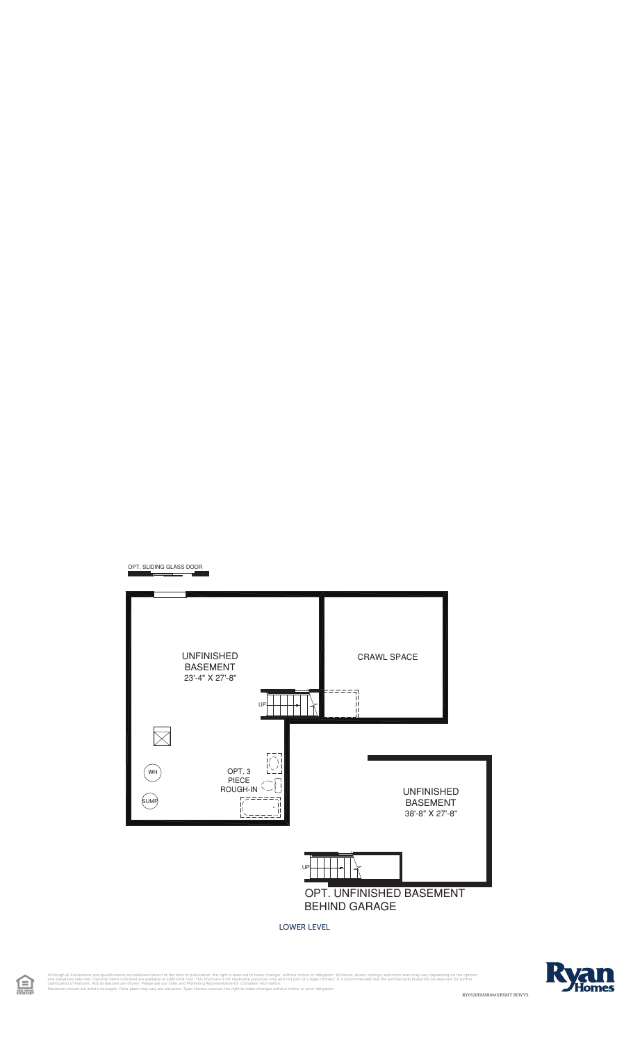OPT. SLIDING GLASS DOOR

UNFINISHED BASEMENT
23'-4" X 27'-8"

CRAWL SPACE

UP

WH

OPT. 3 PIECE ROUGH-IN

SUMP

UNFINISHED BASEMENT
38'-8" X 27'-8"

UP

OPT. UNFINISHED BASEMENT BEHIND GARAGE

LOWER LEVEL

Although all illustrations and specifications are believed correct at the time of publication, the right is reserved to make changes, without notice or obligation. Windows, doors, ceilings, and room sizes may vary depending on the options and elevations selected. Optional items indicated are available at additional cost. This brochure is for illustrative purposes only and not part of a legal contract. It is recommended that the architectural blueprints be reviewed for further clarification of features. Not all features are shown. Please ask our Sales and Marketing Representative for complete information.
Elevations shown are artist's concepts. Floor plans may vary per elevation. Ryan Homes reserves the right to make changes without notice or prior obligation.

RY0520EMM00v01BSMT BLWVS

Ryan Homes